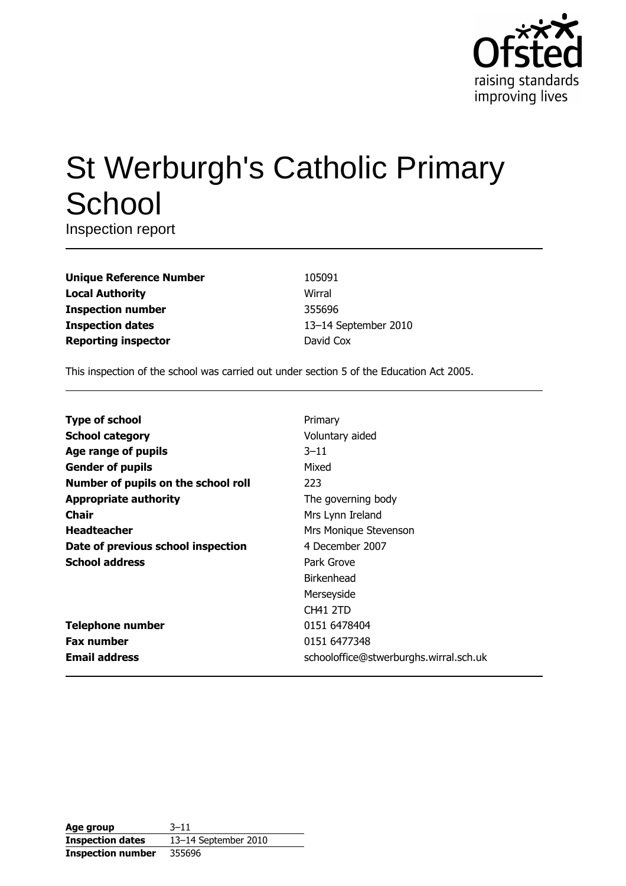# St Werburgh's Catholic Primary School

Inspection report

| | |
|---|---|
| **Unique Reference Number** | 105091 |
| **Local Authority** | Wirral |
| **Inspection number** | 355696 |
| **Inspection dates** | 13–14 September 2010 |
| **Reporting inspector** | David Cox |

This inspection of the school was carried out under section 5 of the Education Act 2005.

| | |
|---|---|
| **Type of school** | Primary |
| **School category** | Voluntary aided |
| **Age range of pupils** | 3–11 |
| **Gender of pupils** | Mixed |
| **Number of pupils on the school roll** | 223 |
| **Appropriate authority** | The governing body |
| **Chair** | Mrs Lynn Ireland |
| **Headteacher** | Mrs Monique Stevenson |
| **Date of previous school inspection** | 4 December 2007 |
| **School address** | Park Grove<br>Birkenhead<br>Merseyside<br>CH41 2TD |
| **Telephone number** | 0151 6478404 |
| **Fax number** | 0151 6477348 |
| **Email address** | schooloffice@stwerburghs.wirral.sch.uk |

| | |
|---|---|
| **Age group** | 3–11 |
| **Inspection dates** | 13–14 September 2010 |
| **Inspection number** | 355696 |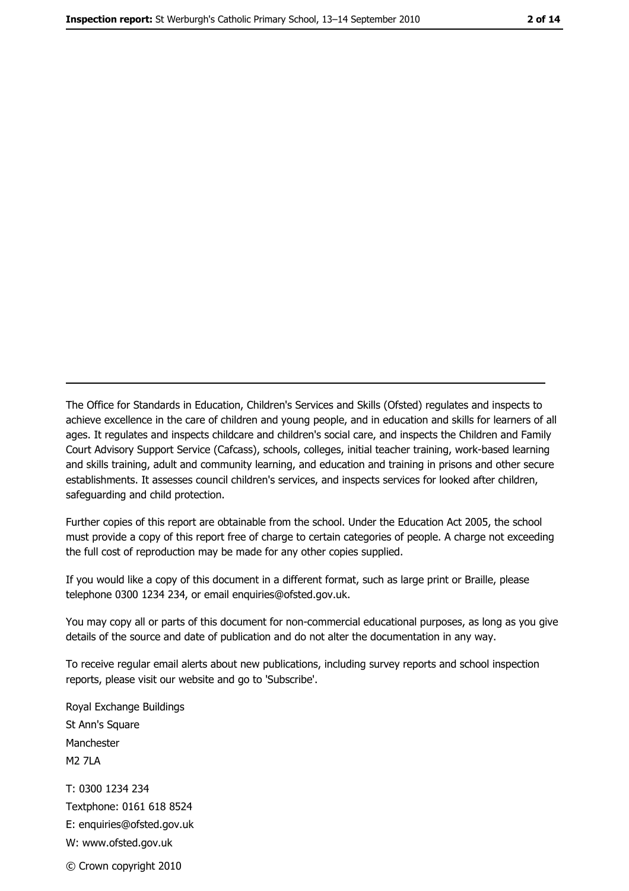The Office for Standards in Education, Children's Services and Skills (Ofsted) regulates and inspects to achieve excellence in the care of children and young people, and in education and skills for learners of all ages. It regulates and inspects childcare and children's social care, and inspects the Children and Family Court Advisory Support Service (Cafcass), schools, colleges, initial teacher training, work-based learning and skills training, adult and community learning, and education and training in prisons and other secure establishments. It assesses council children's services, and inspects services for looked after children, safeguarding and child protection.

Further copies of this report are obtainable from the school. Under the Education Act 2005, the school must provide a copy of this report free of charge to certain categories of people. A charge not exceeding the full cost of reproduction may be made for any other copies supplied.

If you would like a copy of this document in a different format, such as large print or Braille, please telephone 0300 1234 234, or email enquiries@ofsted.gov.uk.

You may copy all or parts of this document for non-commercial educational purposes, as long as you give details of the source and date of publication and do not alter the documentation in any way.

To receive regular email alerts about new publications, including survey reports and school inspection reports, please visit our website and go to 'Subscribe'.

Royal Exchange Buildings
St Ann's Square
Manchester
M2 7LA

T: 0300 1234 234
Textphone: 0161 618 8524
E: enquiries@ofsted.gov.uk
W: www.ofsted.gov.uk

© Crown copyright 2010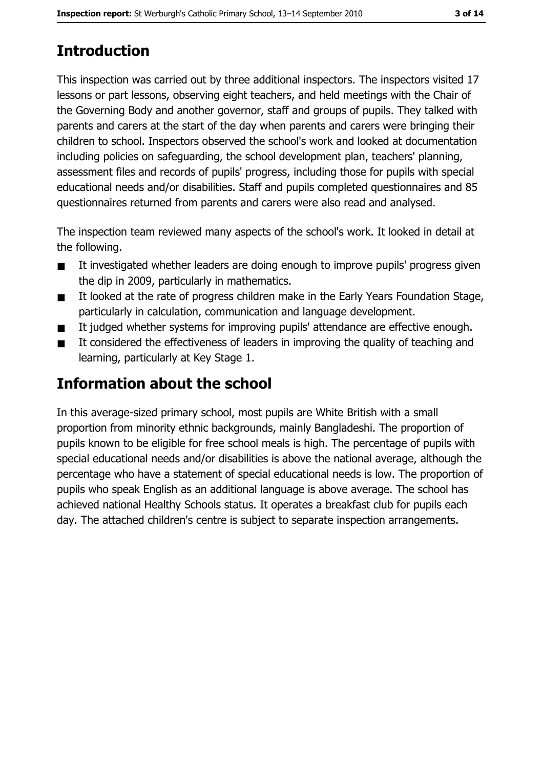# Introduction

This inspection was carried out by three additional inspectors. The inspectors visited 17 lessons or part lessons, observing eight teachers, and held meetings with the Chair of the Governing Body and another governor, staff and groups of pupils. They talked with parents and carers at the start of the day when parents and carers were bringing their children to school. Inspectors observed the school's work and looked at documentation including policies on safeguarding, the school development plan, teachers' planning, assessment files and records of pupils' progress, including those for pupils with special educational needs and/or disabilities. Staff and pupils completed questionnaires and 85 questionnaires returned from parents and carers were also read and analysed.

The inspection team reviewed many aspects of the school's work. It looked in detail at the following.

- It investigated whether leaders are doing enough to improve pupils' progress given the dip in 2009, particularly in mathematics.
- It looked at the rate of progress children make in the Early Years Foundation Stage, particularly in calculation, communication and language development.
- It judged whether systems for improving pupils' attendance are effective enough.
- It considered the effectiveness of leaders in improving the quality of teaching and learning, particularly at Key Stage 1.

# Information about the school

In this average-sized primary school, most pupils are White British with a small proportion from minority ethnic backgrounds, mainly Bangladeshi. The proportion of pupils known to be eligible for free school meals is high. The percentage of pupils with special educational needs and/or disabilities is above the national average, although the percentage who have a statement of special educational needs is low. The proportion of pupils who speak English as an additional language is above average. The school has achieved national Healthy Schools status. It operates a breakfast club for pupils each day. The attached children's centre is subject to separate inspection arrangements.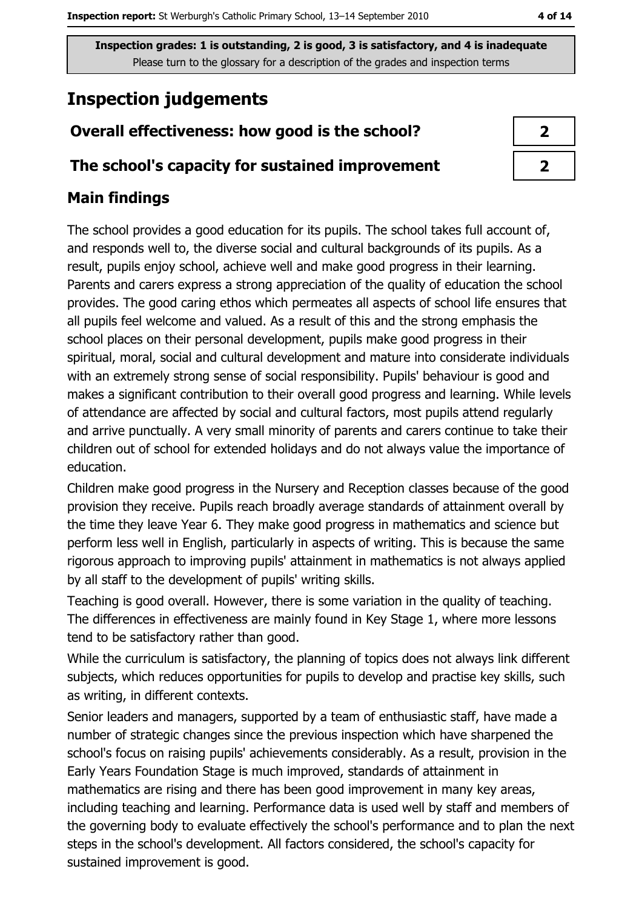**Inspection grades: 1 is outstanding, 2 is good, 3 is satisfactory, and 4 is inadequate**
Please turn to the glossary for a description of the grades and inspection terms

# Inspection judgements

| Overall effectiveness: how good is the school? | 2 |
|---|---|
| The school's capacity for sustained improvement | 2 |

## Main findings

The school provides a good education for its pupils. The school takes full account of, and responds well to, the diverse social and cultural backgrounds of its pupils. As a result, pupils enjoy school, achieve well and make good progress in their learning. Parents and carers express a strong appreciation of the quality of education the school provides. The good caring ethos which permeates all aspects of school life ensures that all pupils feel welcome and valued. As a result of this and the strong emphasis the school places on their personal development, pupils make good progress in their spiritual, moral, social and cultural development and mature into considerate individuals with an extremely strong sense of social responsibility. Pupils' behaviour is good and makes a significant contribution to their overall good progress and learning. While levels of attendance are affected by social and cultural factors, most pupils attend regularly and arrive punctually. A very small minority of parents and carers continue to take their children out of school for extended holidays and do not always value the importance of education.

Children make good progress in the Nursery and Reception classes because of the good provision they receive. Pupils reach broadly average standards of attainment overall by the time they leave Year 6. They make good progress in mathematics and science but perform less well in English, particularly in aspects of writing. This is because the same rigorous approach to improving pupils' attainment in mathematics is not always applied by all staff to the development of pupils' writing skills.

Teaching is good overall. However, there is some variation in the quality of teaching. The differences in effectiveness are mainly found in Key Stage 1, where more lessons tend to be satisfactory rather than good.

While the curriculum is satisfactory, the planning of topics does not always link different subjects, which reduces opportunities for pupils to develop and practise key skills, such as writing, in different contexts.

Senior leaders and managers, supported by a team of enthusiastic staff, have made a number of strategic changes since the previous inspection which have sharpened the school's focus on raising pupils' achievements considerably. As a result, provision in the Early Years Foundation Stage is much improved, standards of attainment in mathematics are rising and there has been good improvement in many key areas, including teaching and learning. Performance data is used well by staff and members of the governing body to evaluate effectively the school's performance and to plan the next steps in the school's development. All factors considered, the school's capacity for sustained improvement is good.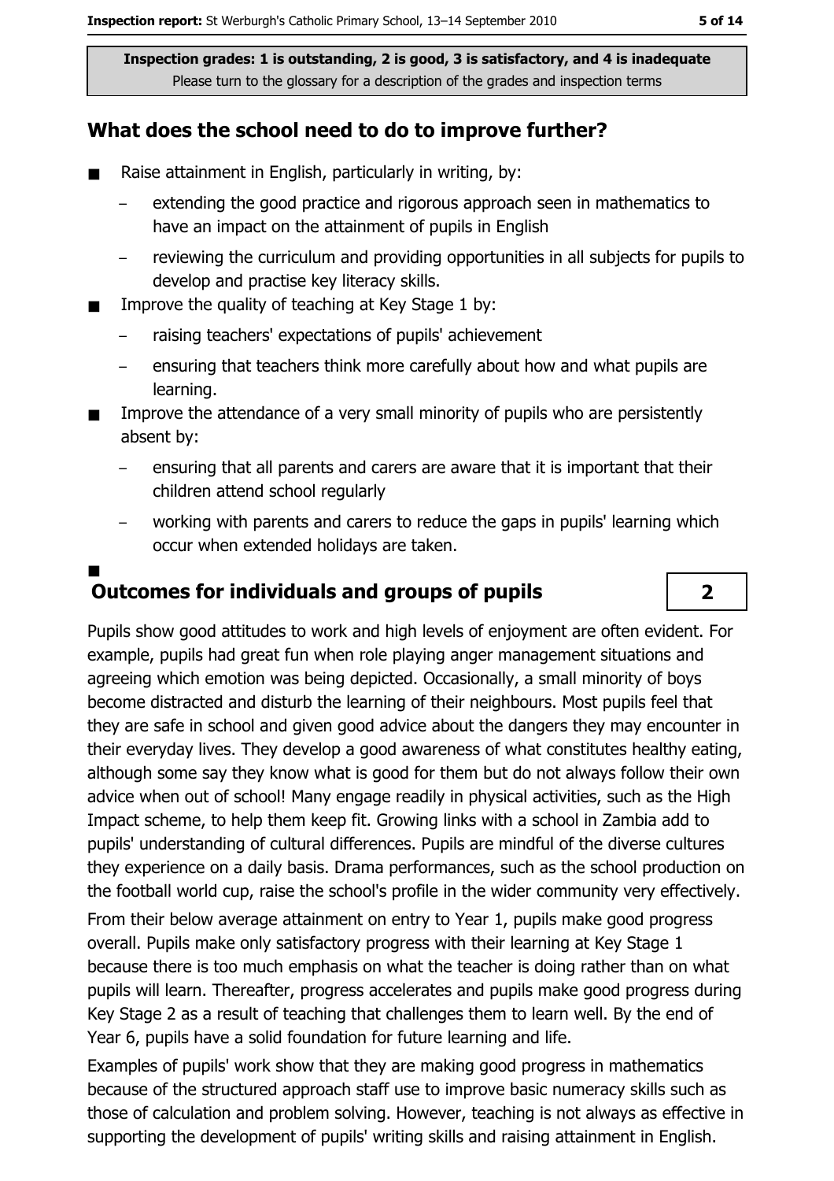**Inspection grades: 1 is outstanding, 2 is good, 3 is satisfactory, and 4 is inadequate**
Please turn to the glossary for a description of the grades and inspection terms

## What does the school need to do to improve further?

- Raise attainment in English, particularly in writing, by:
  - extending the good practice and rigorous approach seen in mathematics to have an impact on the attainment of pupils in English
  - reviewing the curriculum and providing opportunities in all subjects for pupils to develop and practise key literacy skills.
- Improve the quality of teaching at Key Stage 1 by:
  - raising teachers' expectations of pupils' achievement
  - ensuring that teachers think more carefully about how and what pupils are learning.
- Improve the attendance of a very small minority of pupils who are persistently absent by:
  - ensuring that all parents and carers are aware that it is important that their children attend school regularly
  - working with parents and carers to reduce the gaps in pupils' learning which occur when extended holidays are taken.

## Outcomes for individuals and groups of pupils — 2

Pupils show good attitudes to work and high levels of enjoyment are often evident. For example, pupils had great fun when role playing anger management situations and agreeing which emotion was being depicted. Occasionally, a small minority of boys become distracted and disturb the learning of their neighbours. Most pupils feel that they are safe in school and given good advice about the dangers they may encounter in their everyday lives. They develop a good awareness of what constitutes healthy eating, although some say they know what is good for them but do not always follow their own advice when out of school! Many engage readily in physical activities, such as the High Impact scheme, to help them keep fit. Growing links with a school in Zambia add to pupils' understanding of cultural differences. Pupils are mindful of the diverse cultures they experience on a daily basis. Drama performances, such as the school production on the football world cup, raise the school's profile in the wider community very effectively.

From their below average attainment on entry to Year 1, pupils make good progress overall. Pupils make only satisfactory progress with their learning at Key Stage 1 because there is too much emphasis on what the teacher is doing rather than on what pupils will learn. Thereafter, progress accelerates and pupils make good progress during Key Stage 2 as a result of teaching that challenges them to learn well. By the end of Year 6, pupils have a solid foundation for future learning and life.

Examples of pupils' work show that they are making good progress in mathematics because of the structured approach staff use to improve basic numeracy skills such as those of calculation and problem solving. However, teaching is not always as effective in supporting the development of pupils' writing skills and raising attainment in English.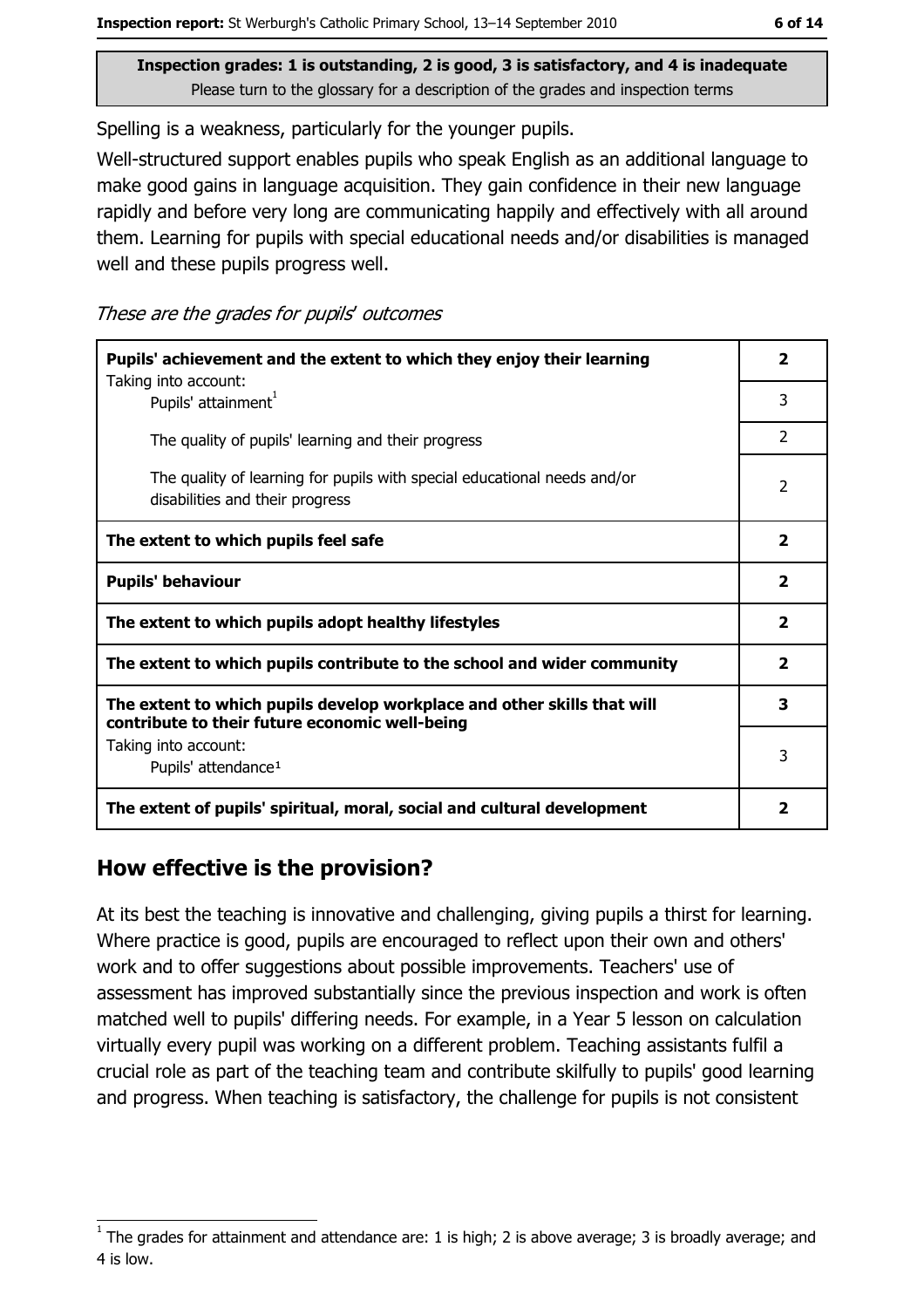Inspection grades: 1 is outstanding, 2 is good, 3 is satisfactory, and 4 is inadequate
Please turn to the glossary for a description of the grades and inspection terms

Spelling is a weakness, particularly for the younger pupils.

Well-structured support enables pupils who speak English as an additional language to make good gains in language acquisition. They gain confidence in their new language rapidly and before very long are communicating happily and effectively with all around them. Learning for pupils with special educational needs and/or disabilities is managed well and these pupils progress well.

*These are the grades for pupils' outcomes*

| | |
|---|---|
| **Pupils' achievement and the extent to which they enjoy their learning** | **2** |
| Taking into account: Pupils' attainment[1] | 3 |
| The quality of pupils' learning and their progress | 2 |
| The quality of learning for pupils with special educational needs and/or disabilities and their progress | 2 |
| **The extent to which pupils feel safe** | **2** |
| **Pupils' behaviour** | **2** |
| **The extent to which pupils adopt healthy lifestyles** | **2** |
| **The extent to which pupils contribute to the school and wider community** | **2** |
| **The extent to which pupils develop workplace and other skills that will contribute to their future economic well-being** | **3** |
| Taking into account: Pupils' attendance[1] | 3 |
| **The extent of pupils' spiritual, moral, social and cultural development** | **2** |

## How effective is the provision?

At its best the teaching is innovative and challenging, giving pupils a thirst for learning. Where practice is good, pupils are encouraged to reflect upon their own and others' work and to offer suggestions about possible improvements. Teachers' use of assessment has improved substantially since the previous inspection and work is often matched well to pupils' differing needs. For example, in a Year 5 lesson on calculation virtually every pupil was working on a different problem. Teaching assistants fulfil a crucial role as part of the teaching team and contribute skilfully to pupils' good learning and progress. When teaching is satisfactory, the challenge for pupils is not consistent

[1] The grades for attainment and attendance are: 1 is high; 2 is above average; 3 is broadly average; and 4 is low.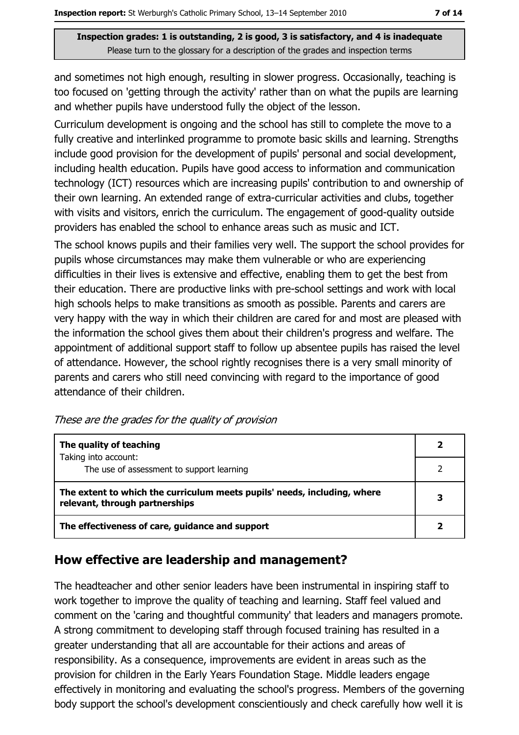and sometimes not high enough, resulting in slower progress. Occasionally, teaching is too focused on 'getting through the activity' rather than on what the pupils are learning and whether pupils have understood fully the object of the lesson.

Curriculum development is ongoing and the school has still to complete the move to a fully creative and interlinked programme to promote basic skills and learning. Strengths include good provision for the development of pupils' personal and social development, including health education. Pupils have good access to information and communication technology (ICT) resources which are increasing pupils' contribution to and ownership of their own learning. An extended range of extra-curricular activities and clubs, together with visits and visitors, enrich the curriculum. The engagement of good-quality outside providers has enabled the school to enhance areas such as music and ICT.

The school knows pupils and their families very well. The support the school provides for pupils whose circumstances may make them vulnerable or who are experiencing difficulties in their lives is extensive and effective, enabling them to get the best from their education. There are productive links with pre-school settings and work with local high schools helps to make transitions as smooth as possible. Parents and carers are very happy with the way in which their children are cared for and most are pleased with the information the school gives them about their children's progress and welfare. The appointment of additional support staff to follow up absentee pupils has raised the level of attendance. However, the school rightly recognises there is a very small minority of parents and carers who still need convincing with regard to the importance of good attendance of their children.

*These are the grades for the quality of provision*

| | |
|---|---|
| **The quality of teaching**<br>Taking into account: | **2** |
| The use of assessment to support learning | 2 |
| **The extent to which the curriculum meets pupils' needs, including, where relevant, through partnerships** | **3** |
| **The effectiveness of care, guidance and support** | **2** |

## How effective are leadership and management?

The headteacher and other senior leaders have been instrumental in inspiring staff to work together to improve the quality of teaching and learning. Staff feel valued and comment on the 'caring and thoughtful community' that leaders and managers promote. A strong commitment to developing staff through focused training has resulted in a greater understanding that all are accountable for their actions and areas of responsibility. As a consequence, improvements are evident in areas such as the provision for children in the Early Years Foundation Stage. Middle leaders engage effectively in monitoring and evaluating the school's progress. Members of the governing body support the school's development conscientiously and check carefully how well it is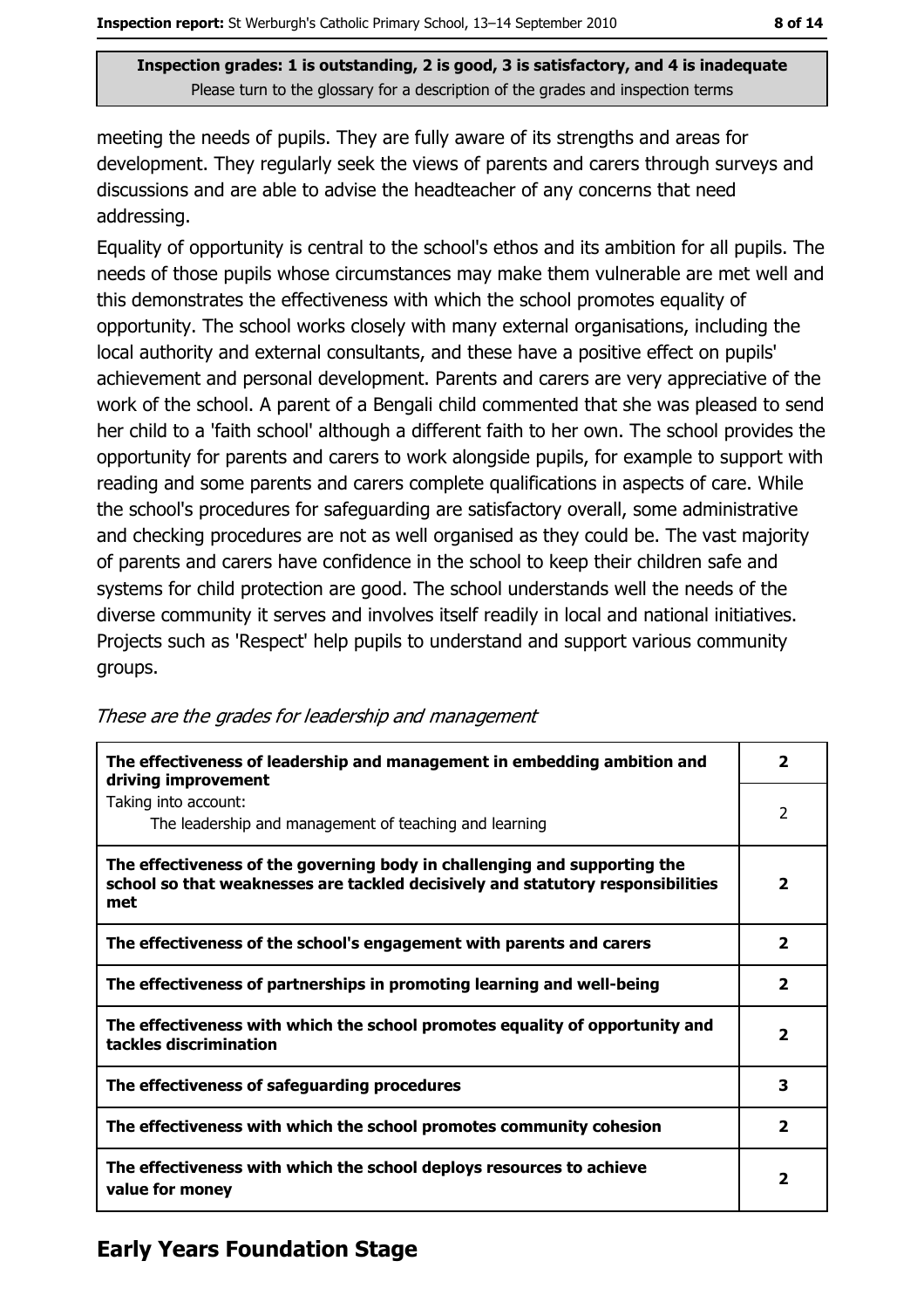**Inspection grades: 1 is outstanding, 2 is good, 3 is satisfactory, and 4 is inadequate**
Please turn to the glossary for a description of the grades and inspection terms

meeting the needs of pupils. They are fully aware of its strengths and areas for development. They regularly seek the views of parents and carers through surveys and discussions and are able to advise the headteacher of any concerns that need addressing.

Equality of opportunity is central to the school's ethos and its ambition for all pupils. The needs of those pupils whose circumstances may make them vulnerable are met well and this demonstrates the effectiveness with which the school promotes equality of opportunity. The school works closely with many external organisations, including the local authority and external consultants, and these have a positive effect on pupils' achievement and personal development. Parents and carers are very appreciative of the work of the school. A parent of a Bengali child commented that she was pleased to send her child to a 'faith school' although a different faith to her own. The school provides the opportunity for parents and carers to work alongside pupils, for example to support with reading and some parents and carers complete qualifications in aspects of care. While the school's procedures for safeguarding are satisfactory overall, some administrative and checking procedures are not as well organised as they could be. The vast majority of parents and carers have confidence in the school to keep their children safe and systems for child protection are good. The school understands well the needs of the diverse community it serves and involves itself readily in local and national initiatives. Projects such as 'Respect' help pupils to understand and support various community groups.

*These are the grades for leadership and management*

| | |
|---|---|
| **The effectiveness of leadership and management in embedding ambition and driving improvement** | **2** |
| Taking into account: The leadership and management of teaching and learning | 2 |
| **The effectiveness of the governing body in challenging and supporting the school so that weaknesses are tackled decisively and statutory responsibilities met** | **2** |
| **The effectiveness of the school's engagement with parents and carers** | **2** |
| **The effectiveness of partnerships in promoting learning and well-being** | **2** |
| **The effectiveness with which the school promotes equality of opportunity and tackles discrimination** | **2** |
| **The effectiveness of safeguarding procedures** | **3** |
| **The effectiveness with which the school promotes community cohesion** | **2** |
| **The effectiveness with which the school deploys resources to achieve value for money** | **2** |

## Early Years Foundation Stage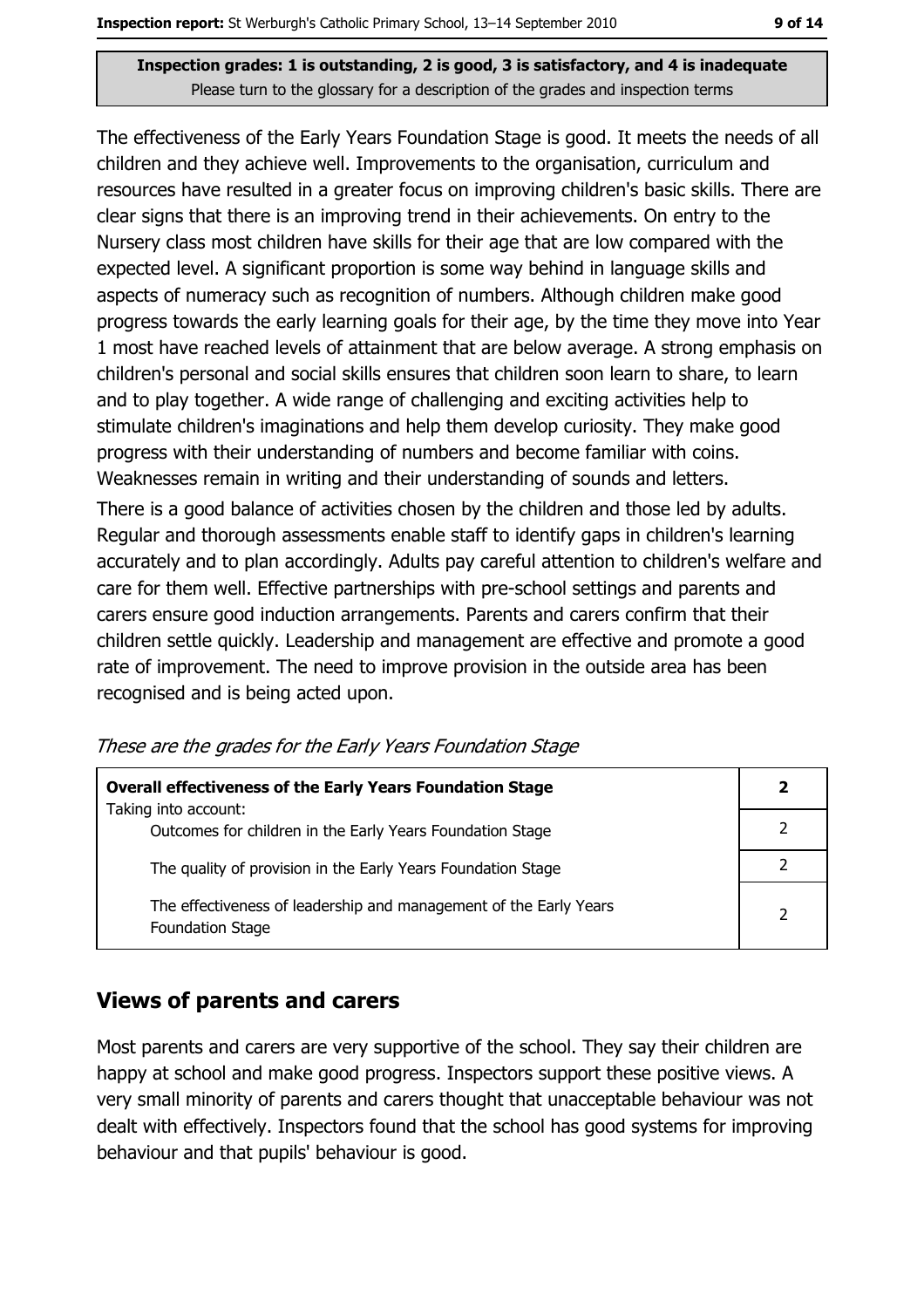**Inspection grades: 1 is outstanding, 2 is good, 3 is satisfactory, and 4 is inadequate**
Please turn to the glossary for a description of the grades and inspection terms

The effectiveness of the Early Years Foundation Stage is good. It meets the needs of all children and they achieve well. Improvements to the organisation, curriculum and resources have resulted in a greater focus on improving children's basic skills. There are clear signs that there is an improving trend in their achievements. On entry to the Nursery class most children have skills for their age that are low compared with the expected level. A significant proportion is some way behind in language skills and aspects of numeracy such as recognition of numbers. Although children make good progress towards the early learning goals for their age, by the time they move into Year 1 most have reached levels of attainment that are below average. A strong emphasis on children's personal and social skills ensures that children soon learn to share, to learn and to play together. A wide range of challenging and exciting activities help to stimulate children's imaginations and help them develop curiosity. They make good progress with their understanding of numbers and become familiar with coins. Weaknesses remain in writing and their understanding of sounds and letters.

There is a good balance of activities chosen by the children and those led by adults. Regular and thorough assessments enable staff to identify gaps in children's learning accurately and to plan accordingly. Adults pay careful attention to children's welfare and care for them well. Effective partnerships with pre-school settings and parents and carers ensure good induction arrangements. Parents and carers confirm that their children settle quickly. Leadership and management are effective and promote a good rate of improvement. The need to improve provision in the outside area has been recognised and is being acted upon.

*These are the grades for the Early Years Foundation Stage*

| **Overall effectiveness of the Early Years Foundation Stage** | **2** |
|---|---|
| Taking into account: Outcomes for children in the Early Years Foundation Stage | 2 |
| The quality of provision in the Early Years Foundation Stage | 2 |
| The effectiveness of leadership and management of the Early Years Foundation Stage | 2 |

## Views of parents and carers

Most parents and carers are very supportive of the school. They say their children are happy at school and make good progress. Inspectors support these positive views. A very small minority of parents and carers thought that unacceptable behaviour was not dealt with effectively. Inspectors found that the school has good systems for improving behaviour and that pupils' behaviour is good.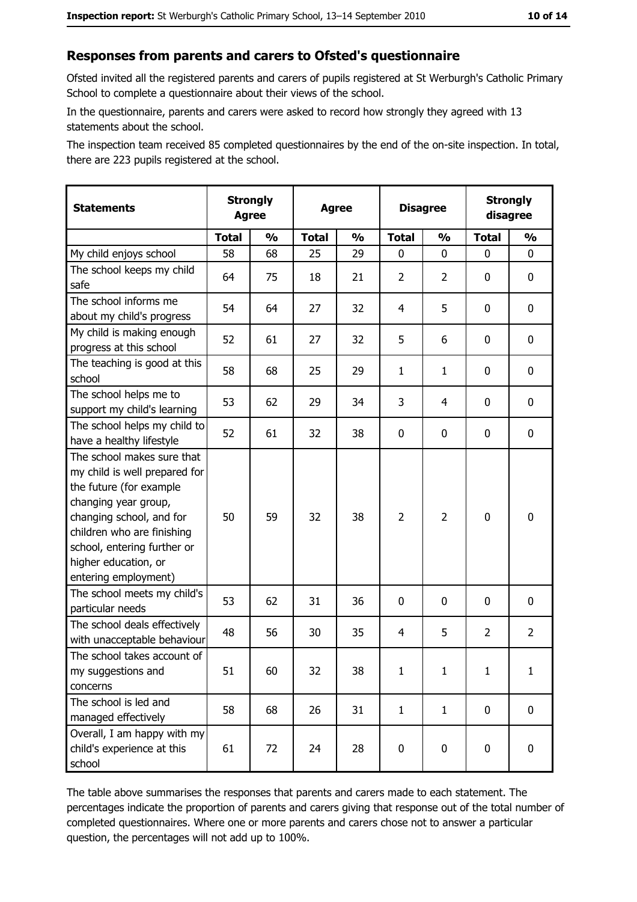## Responses from parents and carers to Ofsted's questionnaire

Ofsted invited all the registered parents and carers of pupils registered at St Werburgh's Catholic Primary School to complete a questionnaire about their views of the school.

In the questionnaire, parents and carers were asked to record how strongly they agreed with 13 statements about the school.

The inspection team received 85 completed questionnaires by the end of the on-site inspection. In total, there are 223 pupils registered at the school.

| Statements | Strongly Agree | | Agree | | Disagree | | Strongly disagree | |
|---|---|---|---|---|---|---|---|---|
| | Total | % | Total | % | Total | % | Total | % |
| My child enjoys school | 58 | 68 | 25 | 29 | 0 | 0 | 0 | 0 |
| The school keeps my child safe | 64 | 75 | 18 | 21 | 2 | 2 | 0 | 0 |
| The school informs me about my child's progress | 54 | 64 | 27 | 32 | 4 | 5 | 0 | 0 |
| My child is making enough progress at this school | 52 | 61 | 27 | 32 | 5 | 6 | 0 | 0 |
| The teaching is good at this school | 58 | 68 | 25 | 29 | 1 | 1 | 0 | 0 |
| The school helps me to support my child's learning | 53 | 62 | 29 | 34 | 3 | 4 | 0 | 0 |
| The school helps my child to have a healthy lifestyle | 52 | 61 | 32 | 38 | 0 | 0 | 0 | 0 |
| The school makes sure that my child is well prepared for the future (for example changing year group, changing school, and for children who are finishing school, entering further or higher education, or entering employment) | 50 | 59 | 32 | 38 | 2 | 2 | 0 | 0 |
| The school meets my child's particular needs | 53 | 62 | 31 | 36 | 0 | 0 | 0 | 0 |
| The school deals effectively with unacceptable behaviour | 48 | 56 | 30 | 35 | 4 | 5 | 2 | 2 |
| The school takes account of my suggestions and concerns | 51 | 60 | 32 | 38 | 1 | 1 | 1 | 1 |
| The school is led and managed effectively | 58 | 68 | 26 | 31 | 1 | 1 | 0 | 0 |
| Overall, I am happy with my child's experience at this school | 61 | 72 | 24 | 28 | 0 | 0 | 0 | 0 |

The table above summarises the responses that parents and carers made to each statement. The percentages indicate the proportion of parents and carers giving that response out of the total number of completed questionnaires. Where one or more parents and carers chose not to answer a particular question, the percentages will not add up to 100%.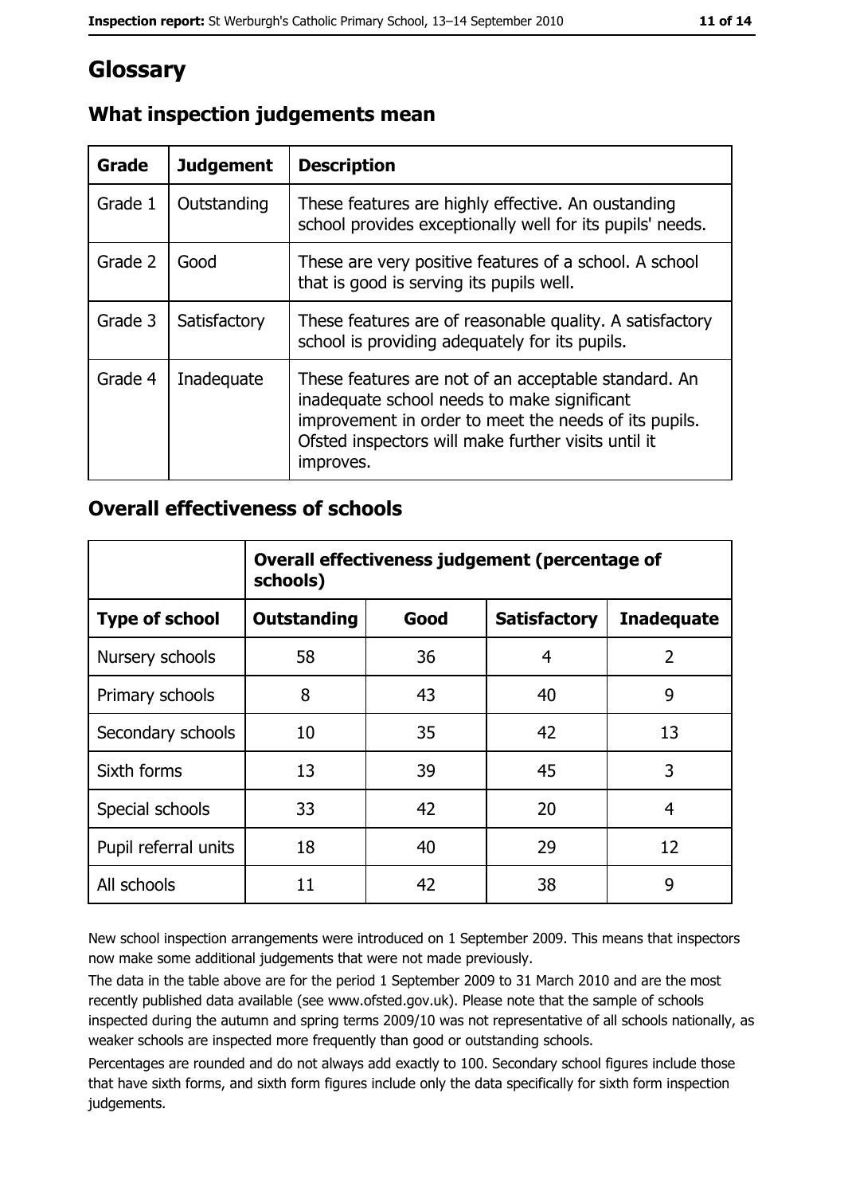# Glossary

## What inspection judgements mean

| Grade | Judgement | Description |
|---|---|---|
| Grade 1 | Outstanding | These features are highly effective. An oustanding school provides exceptionally well for its pupils' needs. |
| Grade 2 | Good | These are very positive features of a school. A school that is good is serving its pupils well. |
| Grade 3 | Satisfactory | These features are of reasonable quality. A satisfactory school is providing adequately for its pupils. |
| Grade 4 | Inadequate | These features are not of an acceptable standard. An inadequate school needs to make significant improvement in order to meet the needs of its pupils. Ofsted inspectors will make further visits until it improves. |

## Overall effectiveness of schools

| | Overall effectiveness judgement (percentage of schools) | | | |
|---|---|---|---|---|
| **Type of school** | **Outstanding** | **Good** | **Satisfactory** | **Inadequate** |
| Nursery schools | 58 | 36 | 4 | 2 |
| Primary schools | 8 | 43 | 40 | 9 |
| Secondary schools | 10 | 35 | 42 | 13 |
| Sixth forms | 13 | 39 | 45 | 3 |
| Special schools | 33 | 42 | 20 | 4 |
| Pupil referral units | 18 | 40 | 29 | 12 |
| All schools | 11 | 42 | 38 | 9 |

New school inspection arrangements were introduced on 1 September 2009. This means that inspectors now make some additional judgements that were not made previously.

The data in the table above are for the period 1 September 2009 to 31 March 2010 and are the most recently published data available (see www.ofsted.gov.uk). Please note that the sample of schools inspected during the autumn and spring terms 2009/10 was not representative of all schools nationally, as weaker schools are inspected more frequently than good or outstanding schools.

Percentages are rounded and do not always add exactly to 100. Secondary school figures include those that have sixth forms, and sixth form figures include only the data specifically for sixth form inspection judgements.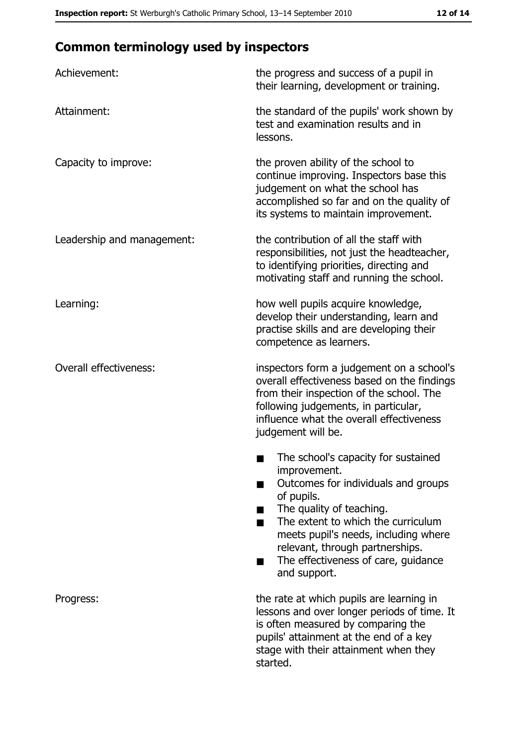## Common terminology used by inspectors

| | |
|---|---|
| Achievement: | the progress and success of a pupil in their learning, development or training. |
| Attainment: | the standard of the pupils' work shown by test and examination results and in lessons. |
| Capacity to improve: | the proven ability of the school to continue improving. Inspectors base this judgement on what the school has accomplished so far and on the quality of its systems to maintain improvement. |
| Leadership and management: | the contribution of all the staff with responsibilities, not just the headteacher, to identifying priorities, directing and motivating staff and running the school. |
| Learning: | how well pupils acquire knowledge, develop their understanding, learn and practise skills and are developing their competence as learners. |
| Overall effectiveness: | inspectors form a judgement on a school's overall effectiveness based on the findings from their inspection of the school. The following judgements, in particular, influence what the overall effectiveness judgement will be.<br>■ The school's capacity for sustained improvement.<br>■ Outcomes for individuals and groups of pupils.<br>■ The quality of teaching.<br>■ The extent to which the curriculum meets pupil's needs, including where relevant, through partnerships.<br>■ The effectiveness of care, guidance and support. |
| Progress: | the rate at which pupils are learning in lessons and over longer periods of time. It is often measured by comparing the pupils' attainment at the end of a key stage with their attainment when they started. |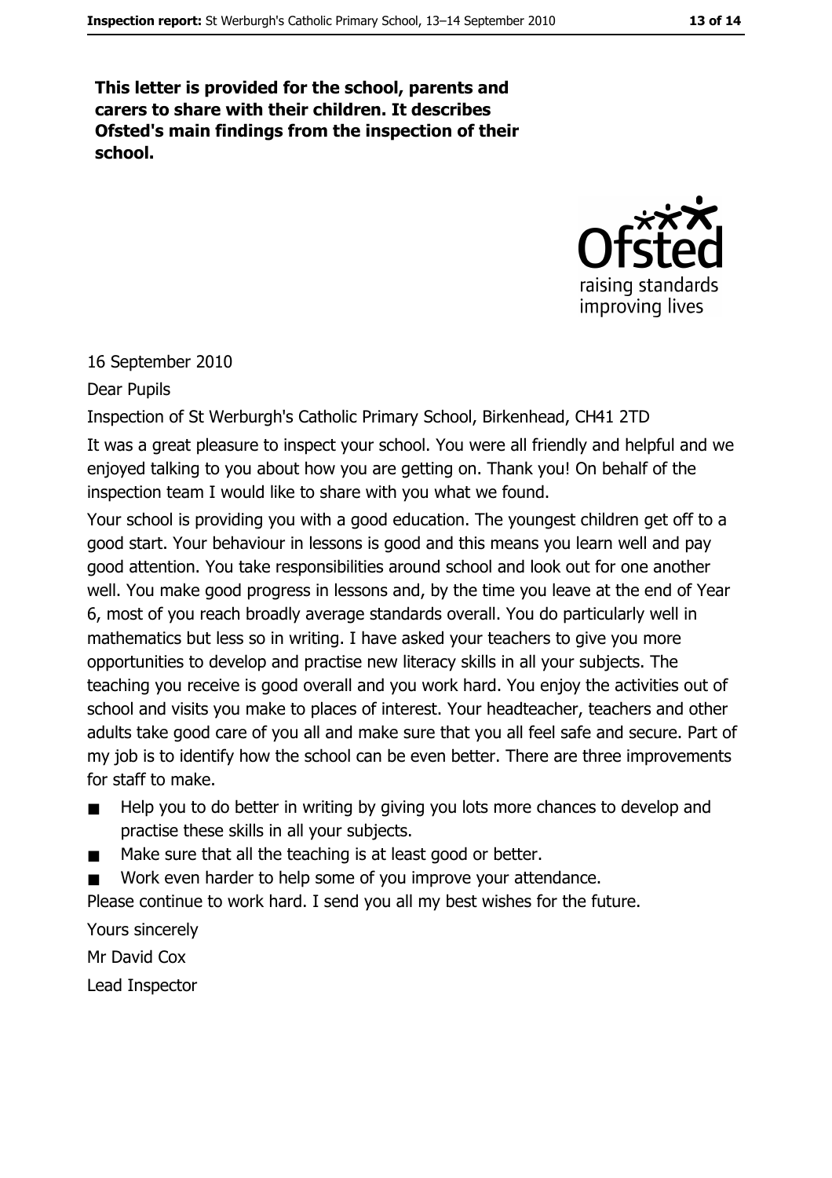**This letter is provided for the school, parents and carers to share with their children. It describes Ofsted's main findings from the inspection of their school.**

16 September 2010

Dear Pupils

Inspection of St Werburgh's Catholic Primary School, Birkenhead, CH41 2TD

It was a great pleasure to inspect your school. You were all friendly and helpful and we enjoyed talking to you about how you are getting on. Thank you! On behalf of the inspection team I would like to share with you what we found.

Your school is providing you with a good education. The youngest children get off to a good start. Your behaviour in lessons is good and this means you learn well and pay good attention. You take responsibilities around school and look out for one another well. You make good progress in lessons and, by the time you leave at the end of Year 6, most of you reach broadly average standards overall. You do particularly well in mathematics but less so in writing. I have asked your teachers to give you more opportunities to develop and practise new literacy skills in all your subjects. The teaching you receive is good overall and you work hard. You enjoy the activities out of school and visits you make to places of interest. Your headteacher, teachers and other adults take good care of you all and make sure that you all feel safe and secure. Part of my job is to identify how the school can be even better. There are three improvements for staff to make.

- Help you to do better in writing by giving you lots more chances to develop and practise these skills in all your subjects.
- Make sure that all the teaching is at least good or better.
- Work even harder to help some of you improve your attendance.

Please continue to work hard. I send you all my best wishes for the future.

Yours sincerely

Mr David Cox

Lead Inspector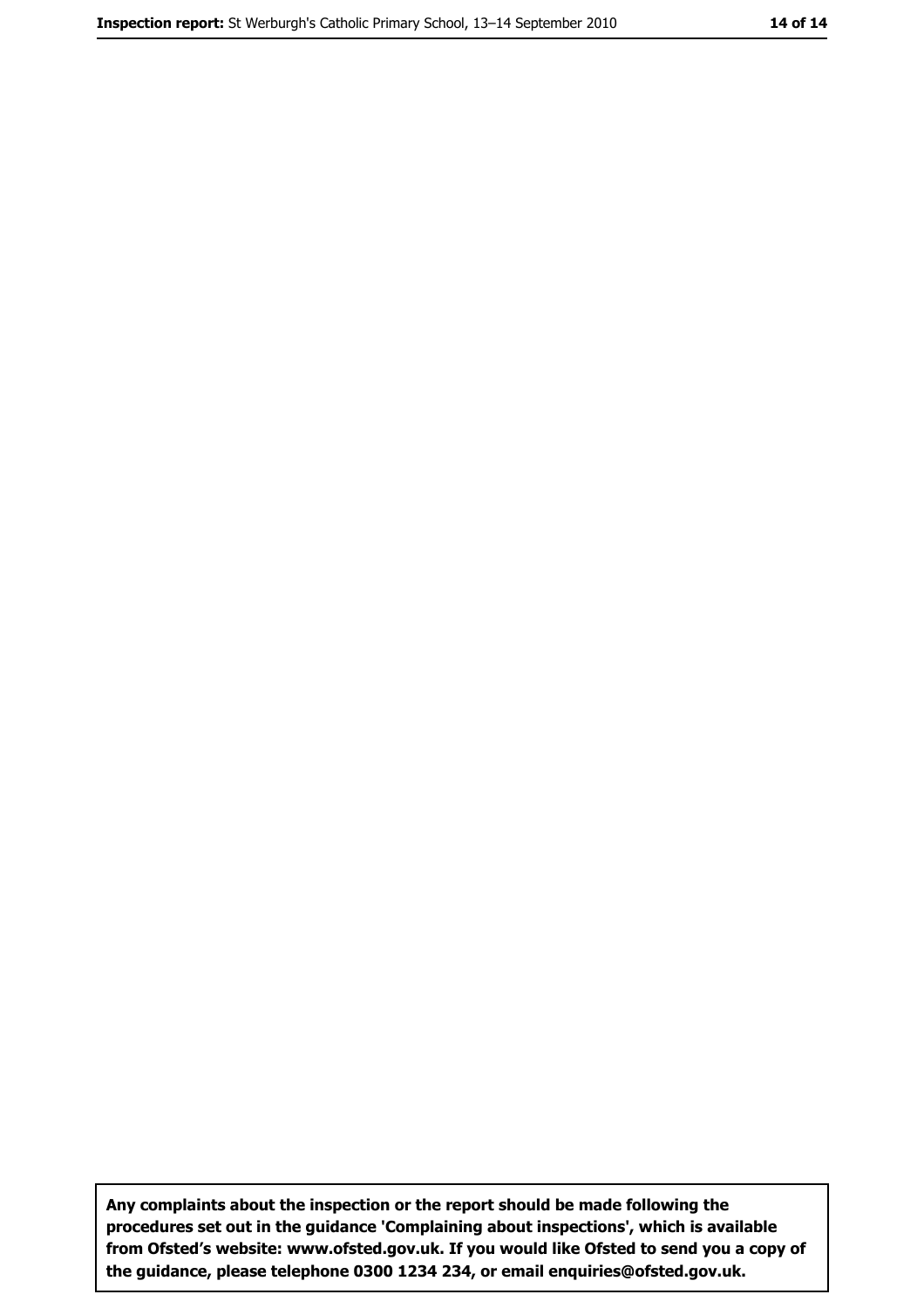**Any complaints about the inspection or the report should be made following the procedures set out in the guidance 'Complaining about inspections', which is available from Ofsted's website: www.ofsted.gov.uk. If you would like Ofsted to send you a copy of the guidance, please telephone 0300 1234 234, or email enquiries@ofsted.gov.uk.**